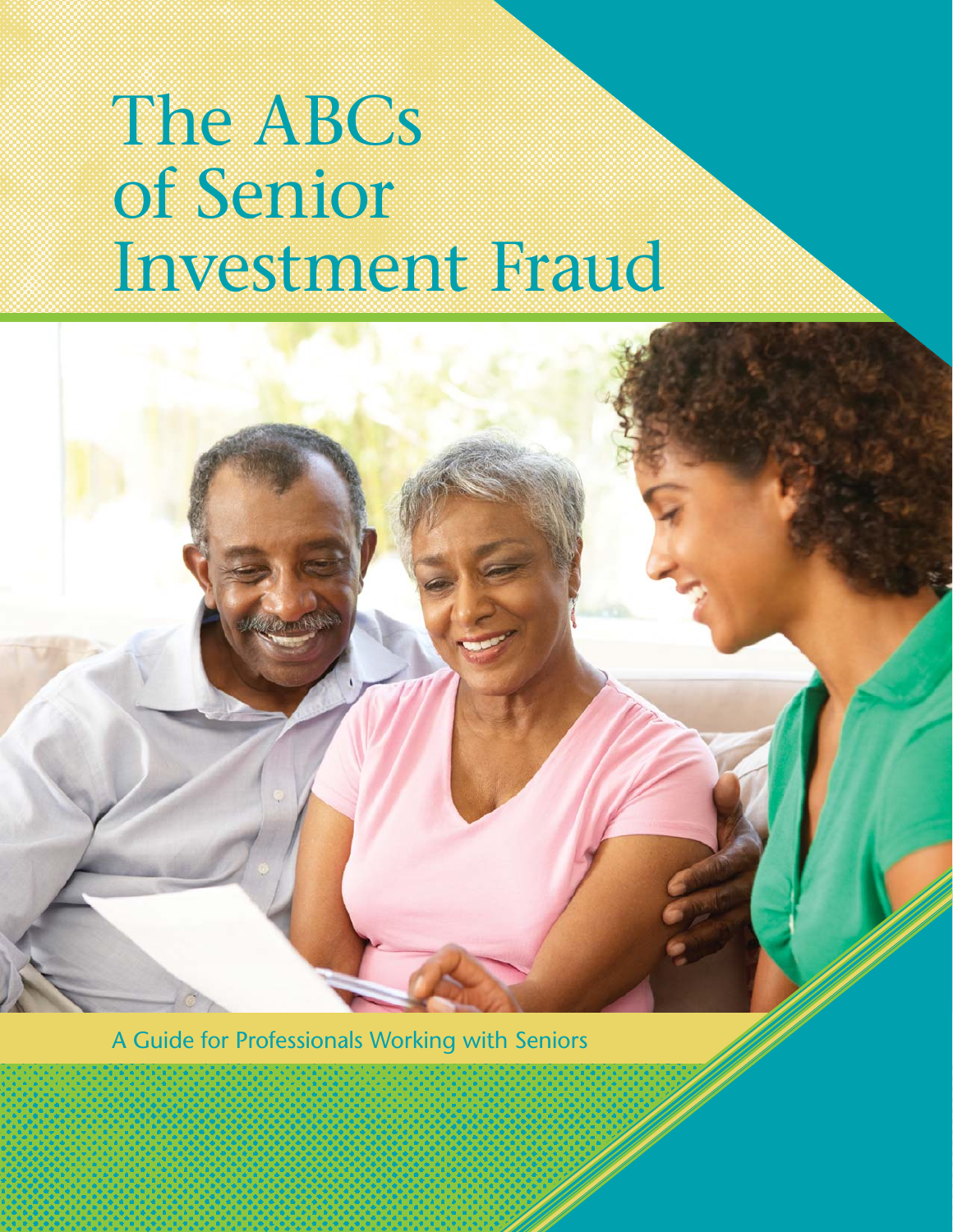# The ABCs of Senior Investment Fraud

A Guide for Professionals Working with Seniors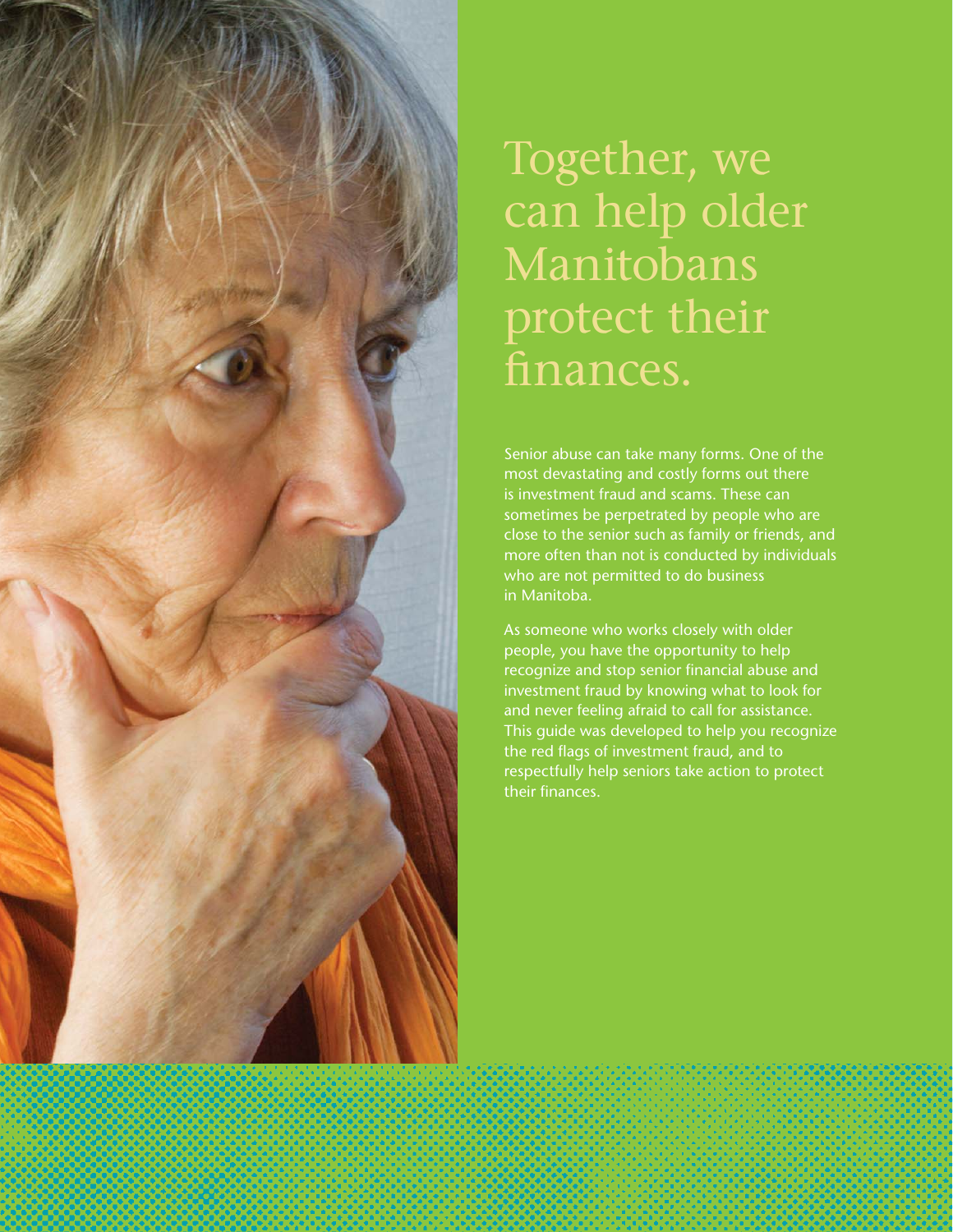# Together, we can help older Manitobans protect their finances.

Senior abuse can take many forms. One of the most devastating and costly forms out there is investment fraud and scams. These can sometimes be perpetrated by people who are close to the senior such as family or friends, and more often than not is conducted by individuals who are not permitted to do business in Manitoba.

As someone who works closely with older people, you have the opportunity to help recognize and stop senior financial abuse and investment fraud by knowing what to look for and never feeling afraid to call for assistance. This guide was developed to help you recognize the red flags of investment fraud, and to respectfully help seniors take action to protect their finances.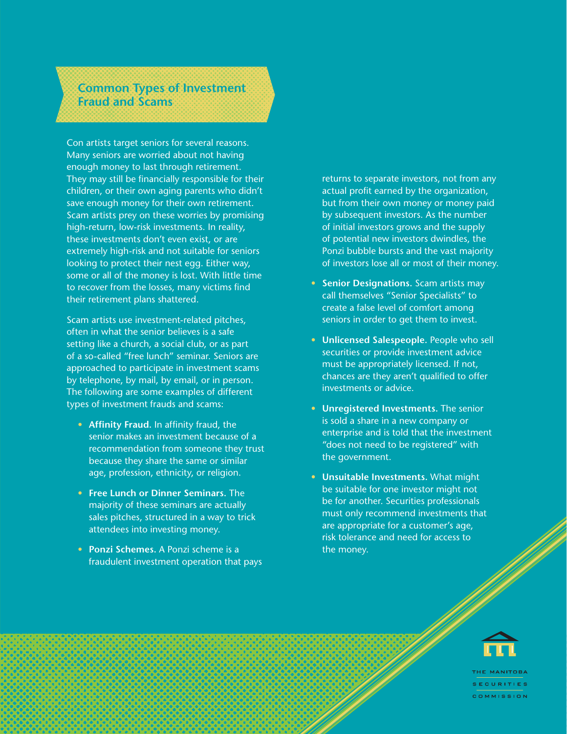## Common Types of Investment Fraud and Scams

Con artists target seniors for several reasons. Many seniors are worried about not having enough money to last through retirement. They may still be financially responsible for their children, or their own aging parents who didn't save enough money for their own retirement. Scam artists prey on these worries by promising high-return, low-risk investments. In reality, these investments don't even exist, or are extremely high-risk and not suitable for seniors looking to protect their nest egg. Either way, some or all of the money is lost. With little time to recover from the losses, many victims find their retirement plans shattered.

Scam artists use investment-related pitches, often in what the senior believes is a safe setting like a church, a social club, or as part of a so-called "free lunch" seminar. Seniors are approached to participate in investment scams by telephone, by mail, by email, or in person. The following are some examples of different types of investment frauds and scams:

- **Affinity Fraud.** In affinity fraud, the senior makes an investment because of a recommendation from someone they trust because they share the same or similar age, profession, ethnicity, or religion.
- **Free Lunch or Dinner Seminars.** The majority of these seminars are actually sales pitches, structured in a way to trick attendees into investing money.
- **Ponzi Schemes.** A Ponzi scheme is a fraudulent investment operation that pays returns to separate investors, not from any actual profit earned by the organization, but from their own money or money paid by subsequent investors. As the number of initial investors grows and the supply of potential new investors dwindles, the Ponzi bubble bursts and the vast majority of investors lose all or most of their money.
- **Senior Designations.** Scam artists may call themselves "Senior Specialists" to create a false level of comfort among seniors in order to get them to invest.
- **Unlicensed Salespeople.** People who sell securities or provide investment advice must be appropriately licensed. If not, chances are they aren't qualified to offer investments or advice.
- **Unregistered Investments.** The senior is sold a share in a new company or enterprise and is told that the investment "does not need to be registered" with the government.
- **Unsuitable Investments.** What might be suitable for one investor might not be for another. Securities professionals must only recommend investments that are appropriate for a customer's age, risk tolerance and need for access to the money.

THE MANITOBA SECURITIES COMMISSION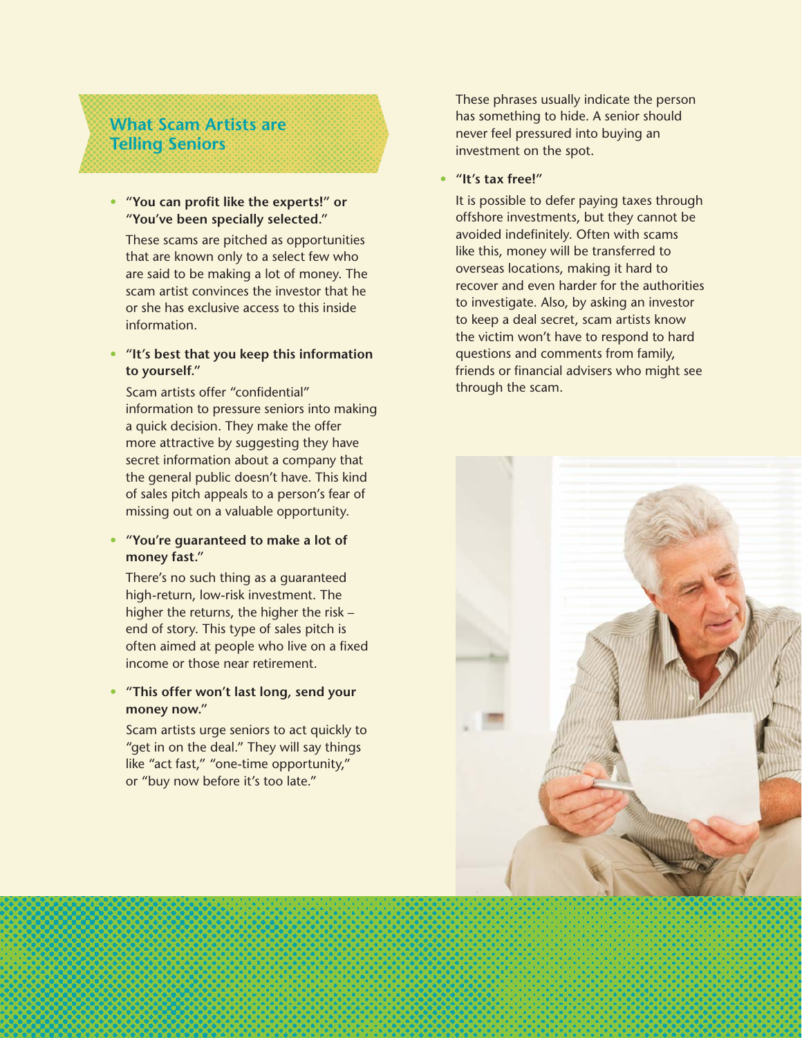## What Scam Artists are Telling Seniors

- **"You can profit like the experts!" or "You've been specially selected."**

  These scams are pitched as opportunities that are known only to a select few who are said to be making a lot of money. The scam artist convinces the investor that he or she has exclusive access to this inside information.

- **"It's best that you keep this information to yourself."**

  Scam artists offer "confidential" information to pressure seniors into making a quick decision. They make the offer more attractive by suggesting they have secret information about a company that the general public doesn't have. This kind of sales pitch appeals to a person's fear of missing out on a valuable opportunity.

- **"You're guaranteed to make a lot of money fast."**

  There's no such thing as a guaranteed high-return, low-risk investment. The higher the returns, the higher the risk – end of story. This type of sales pitch is often aimed at people who live on a fixed income or those near retirement.

- **"This offer won't last long, send your money now."**

  Scam artists urge seniors to act quickly to "get in on the deal." They will say things like "act fast," "one-time opportunity," or "buy now before it's too late."

  These phrases usually indicate the person has something to hide. A senior should never feel pressured into buying an investment on the spot.

- **"It's tax free!"**

  It is possible to defer paying taxes through offshore investments, but they cannot be avoided indefinitely. Often with scams like this, money will be transferred to overseas locations, making it hard to recover and even harder for the authorities to investigate. Also, by asking an investor to keep a deal secret, scam artists know the victim won't have to respond to hard questions and comments from family, friends or financial advisers who might see through the scam.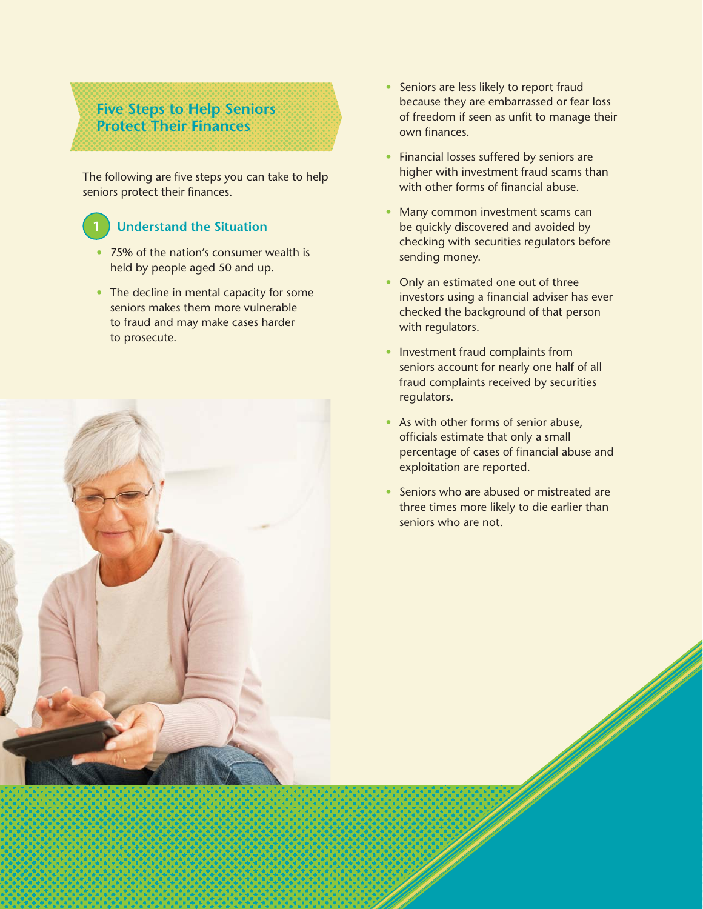## Five Steps to Help Seniors Protect Their Finances

The following are five steps you can take to help seniors protect their finances.

### 1 Understand the Situation

- 75% of the nation's consumer wealth is held by people aged 50 and up.
- The decline in mental capacity for some seniors makes them more vulnerable to fraud and may make cases harder to prosecute.
- Seniors are less likely to report fraud because they are embarrassed or fear loss of freedom if seen as unfit to manage their own finances.
- Financial losses suffered by seniors are higher with investment fraud scams than with other forms of financial abuse.
- Many common investment scams can be quickly discovered and avoided by checking with securities regulators before sending money.
- Only an estimated one out of three investors using a financial adviser has ever checked the background of that person with regulators.
- Investment fraud complaints from seniors account for nearly one half of all fraud complaints received by securities regulators.
- As with other forms of senior abuse, officials estimate that only a small percentage of cases of financial abuse and exploitation are reported.
- Seniors who are abused or mistreated are three times more likely to die earlier than seniors who are not.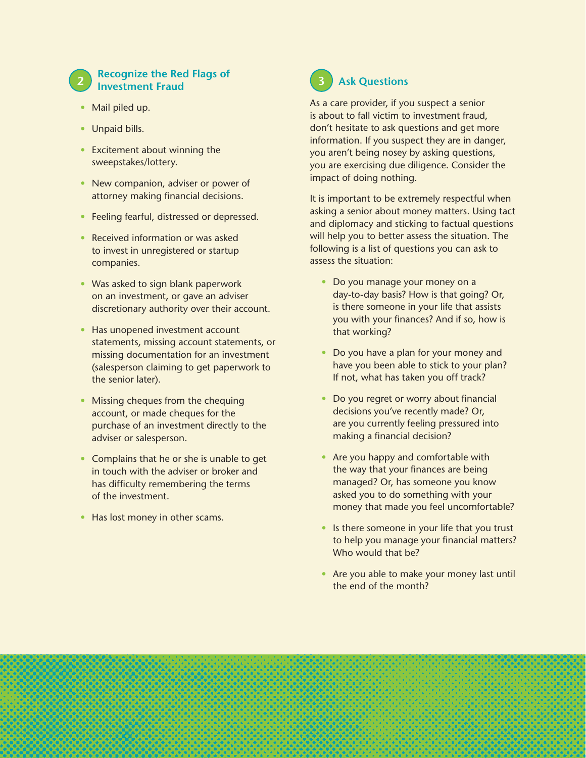## 2 Recognize the Red Flags of Investment Fraud

- Mail piled up.
- Unpaid bills.
- Excitement about winning the sweepstakes/lottery.
- New companion, adviser or power of attorney making financial decisions.
- Feeling fearful, distressed or depressed.
- Received information or was asked to invest in unregistered or startup companies.
- Was asked to sign blank paperwork on an investment, or gave an adviser discretionary authority over their account.
- Has unopened investment account statements, missing account statements, or missing documentation for an investment (salesperson claiming to get paperwork to the senior later).
- Missing cheques from the chequing account, or made cheques for the purchase of an investment directly to the adviser or salesperson.
- Complains that he or she is unable to get in touch with the adviser or broker and has difficulty remembering the terms of the investment.
- Has lost money in other scams.

## 3 Ask Questions

As a care provider, if you suspect a senior is about to fall victim to investment fraud, don't hesitate to ask questions and get more information. If you suspect they are in danger, you aren't being nosey by asking questions, you are exercising due diligence. Consider the impact of doing nothing.

It is important to be extremely respectful when asking a senior about money matters. Using tact and diplomacy and sticking to factual questions will help you to better assess the situation. The following is a list of questions you can ask to assess the situation:

- Do you manage your money on a day-to-day basis? How is that going? Or, is there someone in your life that assists you with your finances? And if so, how is that working?
- Do you have a plan for your money and have you been able to stick to your plan? If not, what has taken you off track?
- Do you regret or worry about financial decisions you've recently made? Or, are you currently feeling pressured into making a financial decision?
- Are you happy and comfortable with the way that your finances are being managed? Or, has someone you know asked you to do something with your money that made you feel uncomfortable?
- Is there someone in your life that you trust to help you manage your financial matters? Who would that be?
- Are you able to make your money last until the end of the month?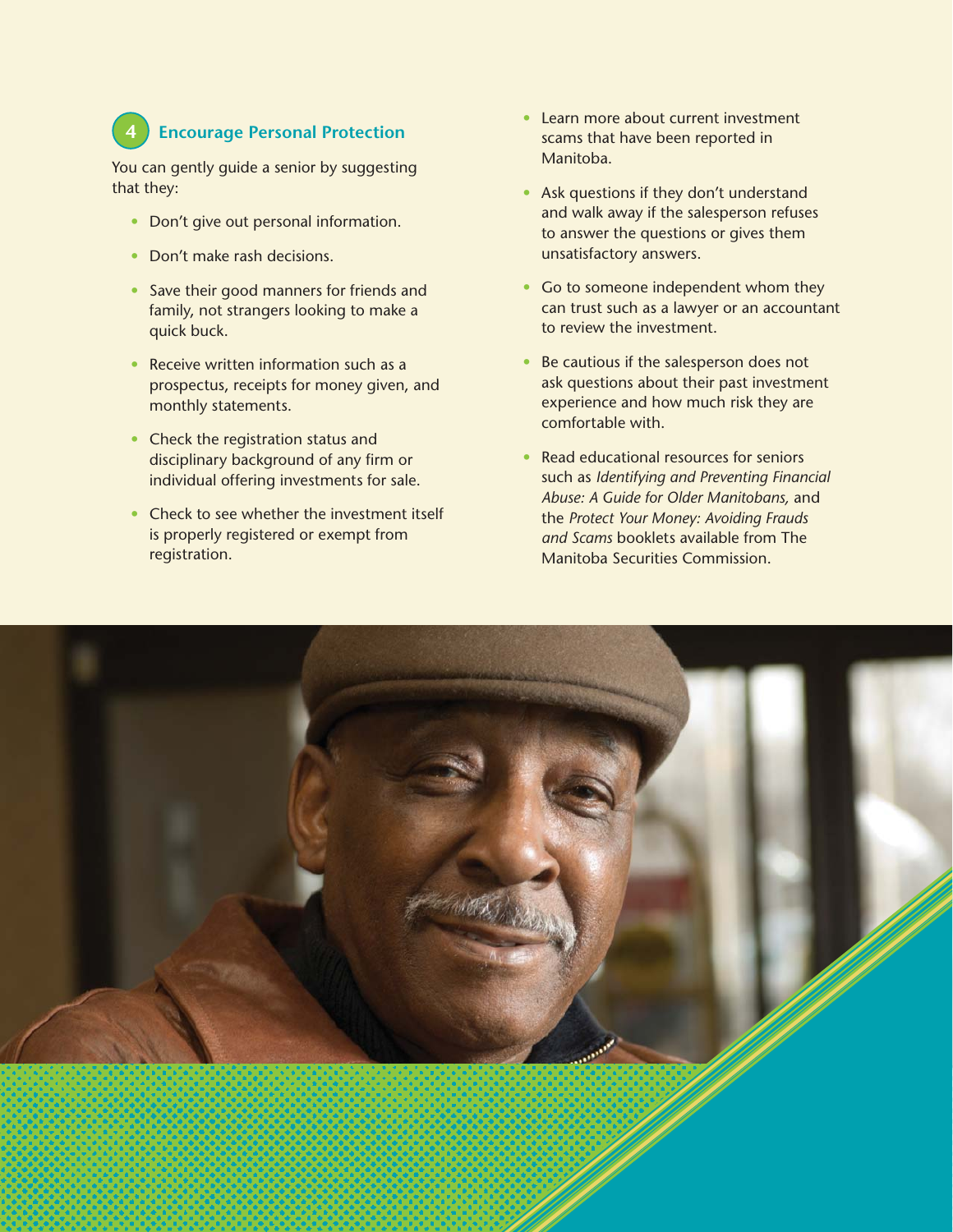## 4 Encourage Personal Protection

You can gently guide a senior by suggesting that they:

- Don't give out personal information.
- Don't make rash decisions.
- Save their good manners for friends and family, not strangers looking to make a quick buck.
- Receive written information such as a prospectus, receipts for money given, and monthly statements.
- Check the registration status and disciplinary background of any firm or individual offering investments for sale.
- Check to see whether the investment itself is properly registered or exempt from registration.
- Learn more about current investment scams that have been reported in Manitoba.
- Ask questions if they don't understand and walk away if the salesperson refuses to answer the questions or gives them unsatisfactory answers.
- Go to someone independent whom they can trust such as a lawyer or an accountant to review the investment.
- Be cautious if the salesperson does not ask questions about their past investment experience and how much risk they are comfortable with.
- Read educational resources for seniors such as *Identifying and Preventing Financial Abuse: A Guide for Older Manitobans,* and the *Protect Your Money: Avoiding Frauds and Scams* booklets available from The Manitoba Securities Commission.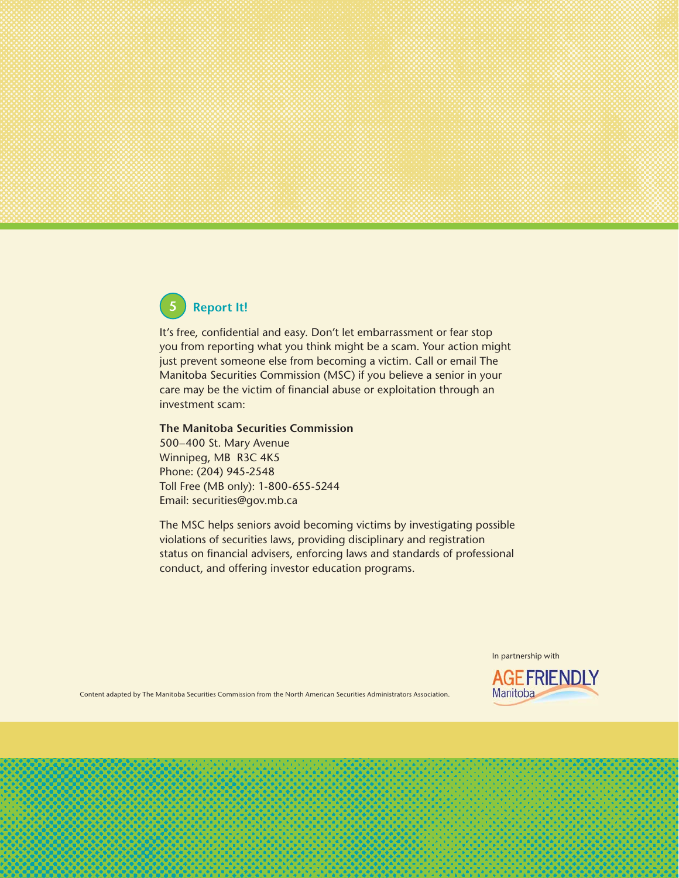## 5 Report It!

It's free, confidential and easy. Don't let embarrassment or fear stop you from reporting what you think might be a scam. Your action might just prevent someone else from becoming a victim. Call or email The Manitoba Securities Commission (MSC) if you believe a senior in your care may be the victim of financial abuse or exploitation through an investment scam:

**The Manitoba Securities Commission**
500–400 St. Mary Avenue
Winnipeg, MB R3C 4K5
Phone: (204) 945-2548
Toll Free (MB only): 1-800-655-5244
Email: securities@gov.mb.ca

The MSC helps seniors avoid becoming victims by investigating possible violations of securities laws, providing disciplinary and registration status on financial advisers, enforcing laws and standards of professional conduct, and offering investor education programs.

In partnership with

AGE FRIENDLY Manitoba

Content adapted by The Manitoba Securities Commission from the North American Securities Administrators Association.